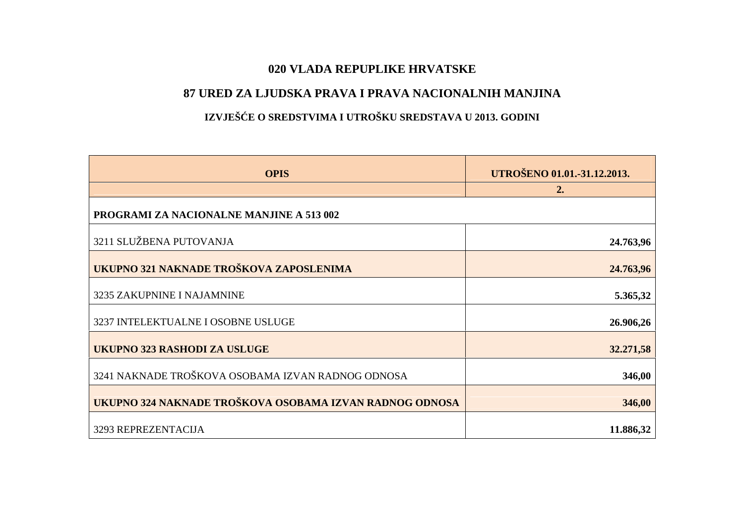# 020 VLADA REPUPLIKE HRVATSKE

## 87 URED ZA LJUDSKA PRAVA I PRAVA NACIONALNIH MANJINA

### IZVJEŠĆE O SREDSTVIMA I UTROŠKU SREDSTAVA U 2013. GODINI

| OPIS | UTROŠENO 01.01.-31.12.2013. |
|---|---|
| | 2. |
| **PROGRAMI ZA NACIONALNE MANJINE A 513 002** | |
| 3211 SLUŽBENA PUTOVANJA | **24.763,96** |
| **UKUPNO 321 NAKNADE TROŠKOVA ZAPOSLENIMA** | **24.763,96** |
| 3235 ZAKUPNINE I NAJAMNINE | **5.365,32** |
| 3237 INTELEKTUALNE I OSOBNE USLUGE | **26.906,26** |
| **UKUPNO 323 RASHODI ZA USLUGE** | **32.271,58** |
| 3241 NAKNADE TROŠKOVA OSOBAMA IZVAN RADNOG ODNOSA | **346,00** |
| **UKUPNO 324 NAKNADE TROŠKOVA OSOBAMA IZVAN RADNOG ODNOSA** | **346,00** |
| 3293 REPREZENTACIJA | **11.886,32** |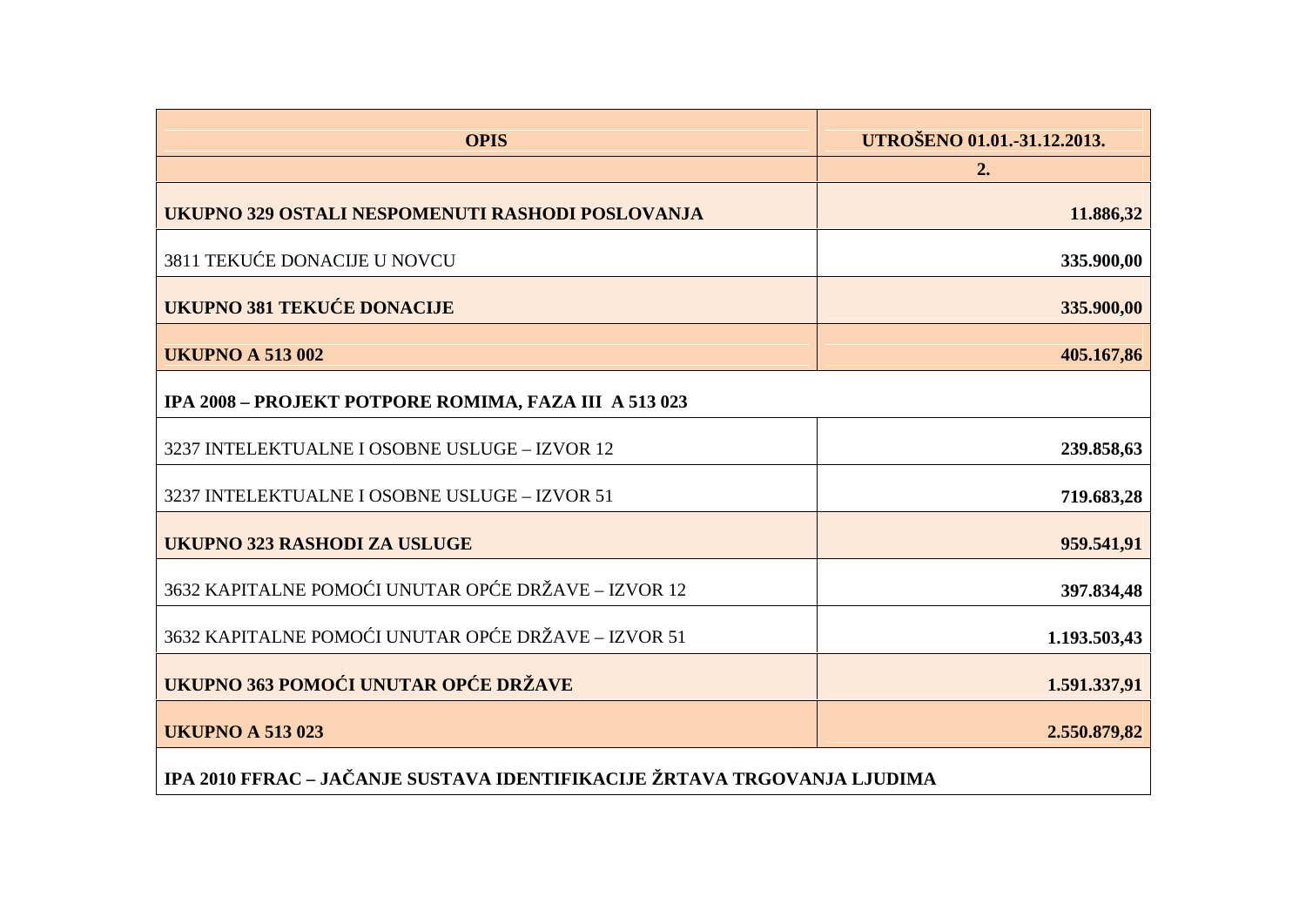| OPIS | UTROŠENO 01.01.-31.12.2013. |
|---|---|
| | **2.** |
| **UKUPNO 329 OSTALI NESPOMENUTI RASHODI POSLOVANJA** | **11.886,32** |
| 3811 TEKUĆE DONACIJE U NOVCU | **335.900,00** |
| **UKUPNO 381 TEKUĆE DONACIJE** | **335.900,00** |
| **UKUPNO A 513 002** | **405.167,86** |
| **IPA 2008 – PROJEKT POTPORE ROMIMA, FAZA III A 513 023** | |
| 3237 INTELEKTUALNE I OSOBNE USLUGE – IZVOR 12 | **239.858,63** |
| 3237 INTELEKTUALNE I OSOBNE USLUGE – IZVOR 51 | **719.683,28** |
| **UKUPNO 323 RASHODI ZA USLUGE** | **959.541,91** |
| 3632 KAPITALNE POMOĆI UNUTAR OPĆE DRŽAVE – IZVOR 12 | **397.834,48** |
| 3632 KAPITALNE POMOĆI UNUTAR OPĆE DRŽAVE – IZVOR 51 | **1.193.503,43** |
| **UKUPNO 363 POMOĆI UNUTAR OPĆE DRŽAVE** | **1.591.337,91** |
| **UKUPNO A 513 023** | **2.550.879,82** |
| **IPA 2010 FFRAC – JAČANJE SUSTAVA IDENTIFIKACIJE ŽRTAVA TRGOVANJA LJUDIMA** | |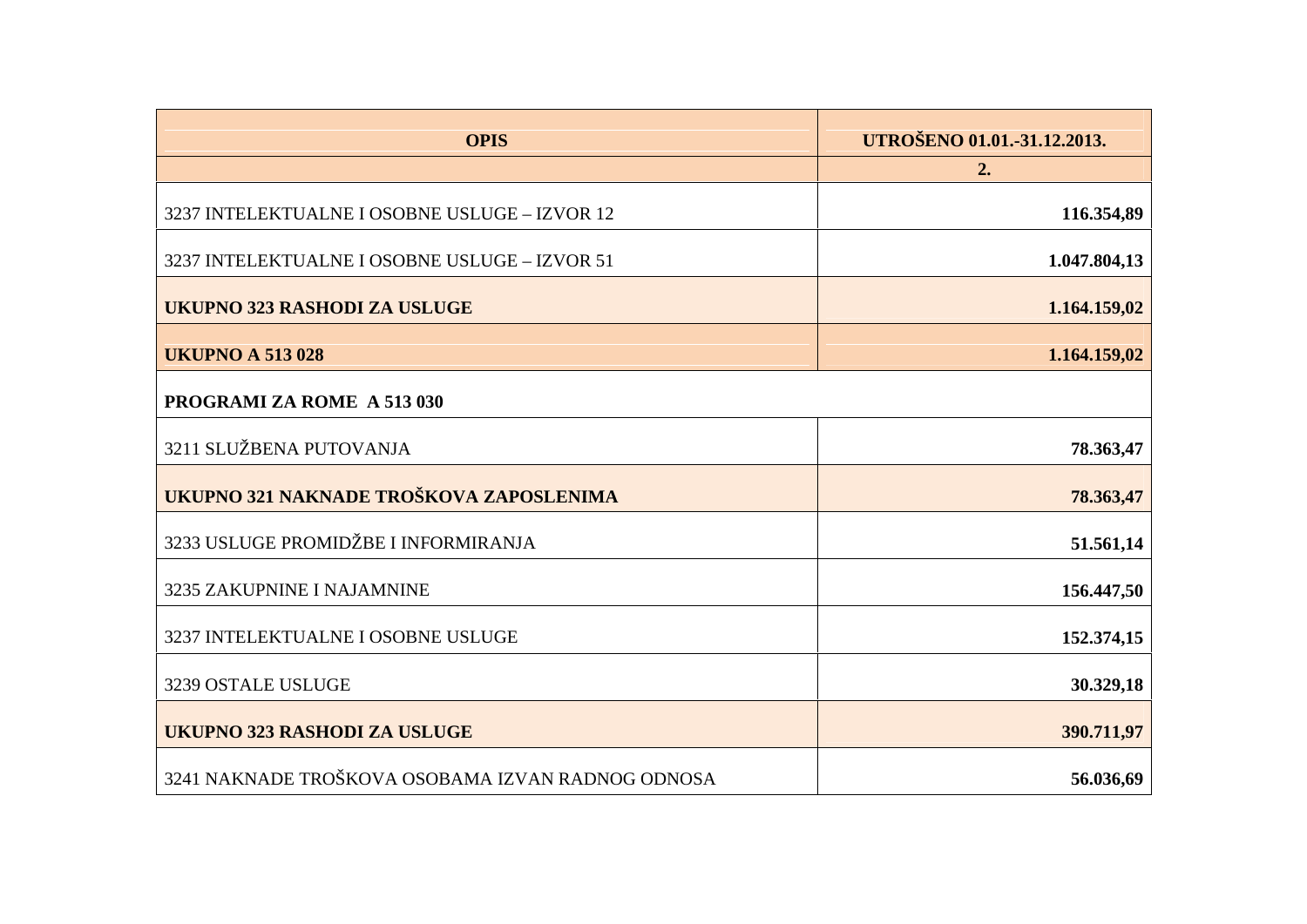| OPIS | UTROŠENO 01.01.-31.12.2013. |
|---|---|
| | **2.** |
| 3237 INTELEKTUALNE I OSOBNE USLUGE – IZVOR 12 | **116.354,89** |
| 3237 INTELEKTUALNE I OSOBNE USLUGE – IZVOR 51 | **1.047.804,13** |
| **UKUPNO 323 RASHODI ZA USLUGE** | **1.164.159,02** |
| **UKUPNO A 513 028** | **1.164.159,02** |
| **PROGRAMI ZA ROME A 513 030** | |
| 3211 SLUŽBENA PUTOVANJA | **78.363,47** |
| **UKUPNO 321 NAKNADE TROŠKOVA ZAPOSLENIMA** | **78.363,47** |
| 3233 USLUGE PROMIDŽBE I INFORMIRANJA | **51.561,14** |
| 3235 ZAKUPNINE I NAJAMNINE | **156.447,50** |
| 3237 INTELEKTUALNE I OSOBNE USLUGE | **152.374,15** |
| 3239 OSTALE USLUGE | **30.329,18** |
| **UKUPNO 323 RASHODI ZA USLUGE** | **390.711,97** |
| 3241 NAKNADE TROŠKOVA OSOBAMA IZVAN RADNOG ODNOSA | **56.036,69** |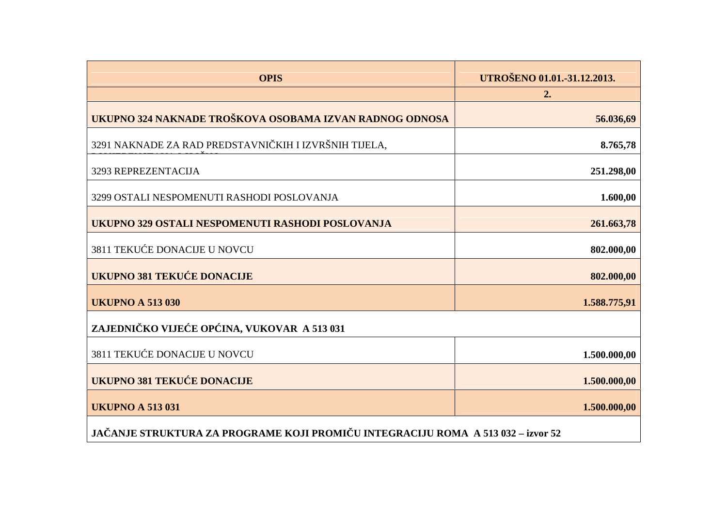| OPIS | UTROŠENO 01.01.-31.12.2013. |
| --- | --- |
| | **2.** |
| **UKUPNO 324 NAKNADE TROŠKOVA OSOBAMA IZVAN RADNOG ODNOSA** | **56.036,69** |
| 3291 NAKNADE ZA RAD PREDSTAVNIČKIH I IZVRŠNIH TIJELA, | **8.765,78** |
| 3293 REPREZENTACIJA | **251.298,00** |
| 3299 OSTALI NESPOMENUTI RASHODI POSLOVANJA | **1.600,00** |
| **UKUPNO 329 OSTALI NESPOMENUTI RASHODI POSLOVANJA** | **261.663,78** |
| 3811 TEKUĆE DONACIJE U NOVCU | **802.000,00** |
| **UKUPNO 381 TEKUĆE DONACIJE** | **802.000,00** |
| **UKUPNO A 513 030** | **1.588.775,91** |
| **ZAJEDNIČKO VIJEĆE OPĆINA, VUKOVAR A 513 031** | |
| 3811 TEKUĆE DONACIJE U NOVCU | **1.500.000,00** |
| **UKUPNO 381 TEKUĆE DONACIJE** | **1.500.000,00** |
| **UKUPNO A 513 031** | **1.500.000,00** |
| **JAČANJE STRUKTURA ZA PROGRAME KOJI PROMIČU INTEGRACIJU ROMA A 513 032 – izvor 52** | |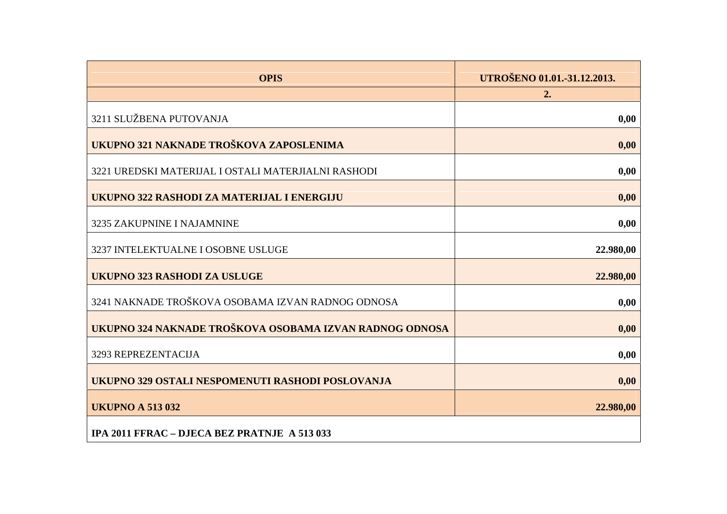| OPIS | UTROŠENO 01.01.-31.12.2013. |
| --- | --- |
| | 2. |
| 3211 SLUŽBENA PUTOVANJA | 0,00 |
| **UKUPNO 321 NAKNADE TROŠKOVA ZAPOSLENIMA** | **0,00** |
| 3221 UREDSKI MATERIJAL I OSTALI MATERJIALNI RASHODI | 0,00 |
| **UKUPNO 322 RASHODI ZA MATERIJAL I ENERGIJU** | **0,00** |
| 3235 ZAKUPNINE I NAJAMNINE | 0,00 |
| 3237 INTELEKTUALNE I OSOBNE USLUGE | 22.980,00 |
| **UKUPNO 323 RASHODI ZA USLUGE** | **22.980,00** |
| 3241 NAKNADE TROŠKOVA OSOBAMA IZVAN RADNOG ODNOSA | 0,00 |
| **UKUPNO 324 NAKNADE TROŠKOVA OSOBAMA IZVAN RADNOG ODNOSA** | **0,00** |
| 3293 REPREZENTACIJA | 0,00 |
| **UKUPNO 329 OSTALI NESPOMENUTI RASHODI POSLOVANJA** | **0,00** |
| **UKUPNO A 513 032** | **22.980,00** |
| **IPA 2011 FFRAC – DJECA BEZ PRATNJE A 513 033** | |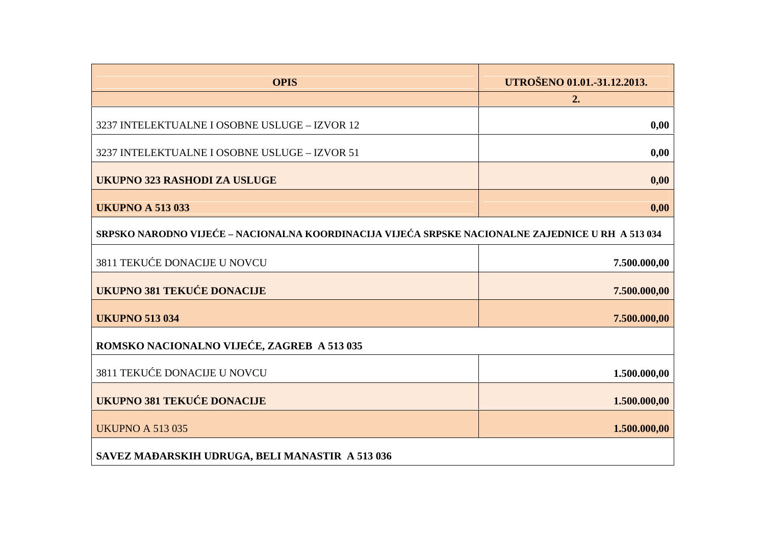| OPIS | UTROŠENO 01.01.-31.12.2013. |
|---|---|
| | **2.** |
| 3237 INTELEKTUALNE I OSOBNE USLUGE – IZVOR 12 | **0,00** |
| 3237 INTELEKTUALNE I OSOBNE USLUGE – IZVOR 51 | **0,00** |
| **UKUPNO 323 RASHODI ZA USLUGE** | **0,00** |
| **UKUPNO A 513 033** | **0,00** |
| **SRPSKO NARODNO VIJEĆE – NACIONALNA KOORDINACIJA VIJEĆA SRPSKE NACIONALNE ZAJEDNICE U RH A 513 034** | |
| 3811 TEKUĆE DONACIJE U NOVCU | **7.500.000,00** |
| **UKUPNO 381 TEKUĆE DONACIJE** | **7.500.000,00** |
| **UKUPNO 513 034** | **7.500.000,00** |
| **ROMSKO NACIONALNO VIJEĆE, ZAGREB A 513 035** | |
| 3811 TEKUĆE DONACIJE U NOVCU | **1.500.000,00** |
| **UKUPNO 381 TEKUĆE DONACIJE** | **1.500.000,00** |
| UKUPNO A 513 035 | **1.500.000,00** |
| **SAVEZ MAĐARSKIH UDRUGA, BELI MANASTIR A 513 036** | |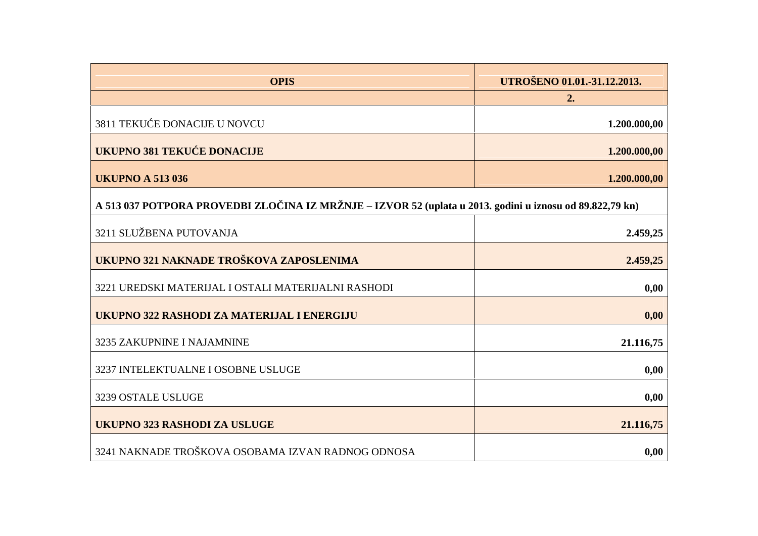| OPIS | UTROŠENO 01.01.-31.12.2013. |
|---|---|
| | 2. |
| 3811 TEKUĆE DONACIJE U NOVCU | **1.200.000,00** |
| **UKUPNO 381 TEKUĆE DONACIJE** | **1.200.000,00** |
| **UKUPNO A 513 036** | **1.200.000,00** |
| **A 513 037 POTPORA PROVEDBI ZLOČINA IZ MRŽNJE – IZVOR 52 (uplata u 2013. godini u iznosu od 89.822,79 kn)** | |
| 3211 SLUŽBENA PUTOVANJA | **2.459,25** |
| **UKUPNO 321 NAKNADE TROŠKOVA ZAPOSLENIMA** | **2.459,25** |
| 3221 UREDSKI MATERIJAL I OSTALI MATERIJALNI RASHODI | **0,00** |
| **UKUPNO 322 RASHODI ZA MATERIJAL I ENERGIJU** | **0,00** |
| 3235 ZAKUPNINE I NAJAMNINE | **21.116,75** |
| 3237 INTELEKTUALNE I OSOBNE USLUGE | **0,00** |
| 3239 OSTALE USLUGE | **0,00** |
| **UKUPNO 323 RASHODI ZA USLUGE** | **21.116,75** |
| 3241 NAKNADE TROŠKOVA OSOBAMA IZVAN RADNOG ODNOSA | **0,00** |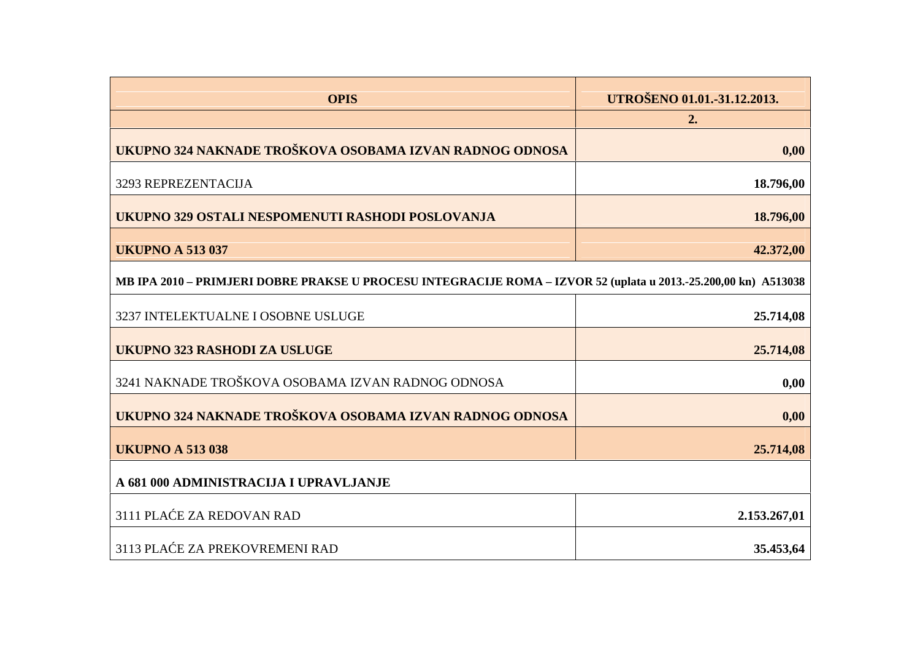| OPIS | UTROŠENO 01.01.-31.12.2013. |
| --- | --- |
| | **2.** |
| **UKUPNO 324 NAKNADE TROŠKOVA OSOBAMA IZVAN RADNOG ODNOSA** | **0,00** |
| 3293 REPREZENTACIJA | **18.796,00** |
| **UKUPNO 329 OSTALI NESPOMENUTI RASHODI POSLOVANJA** | **18.796,00** |
| **UKUPNO A 513 037** | **42.372,00** |
| **MB IPA 2010 – PRIMJERI DOBRE PRAKSE U PROCESU INTEGRACIJE ROMA – IZVOR 52 (uplata u 2013.-25.200,00 kn) A513038** | |
| 3237 INTELEKTUALNE I OSOBNE USLUGE | **25.714,08** |
| **UKUPNO 323 RASHODI ZA USLUGE** | **25.714,08** |
| 3241 NAKNADE TROŠKOVA OSOBAMA IZVAN RADNOG ODNOSA | **0,00** |
| **UKUPNO 324 NAKNADE TROŠKOVA OSOBAMA IZVAN RADNOG ODNOSA** | **0,00** |
| **UKUPNO A 513 038** | **25.714,08** |
| **A 681 000 ADMINISTRACIJA I UPRAVLJANJE** | |
| 3111 PLAĆE ZA REDOVAN RAD | **2.153.267,01** |
| 3113 PLAĆE ZA PREKOVREMENI RAD | **35.453,64** |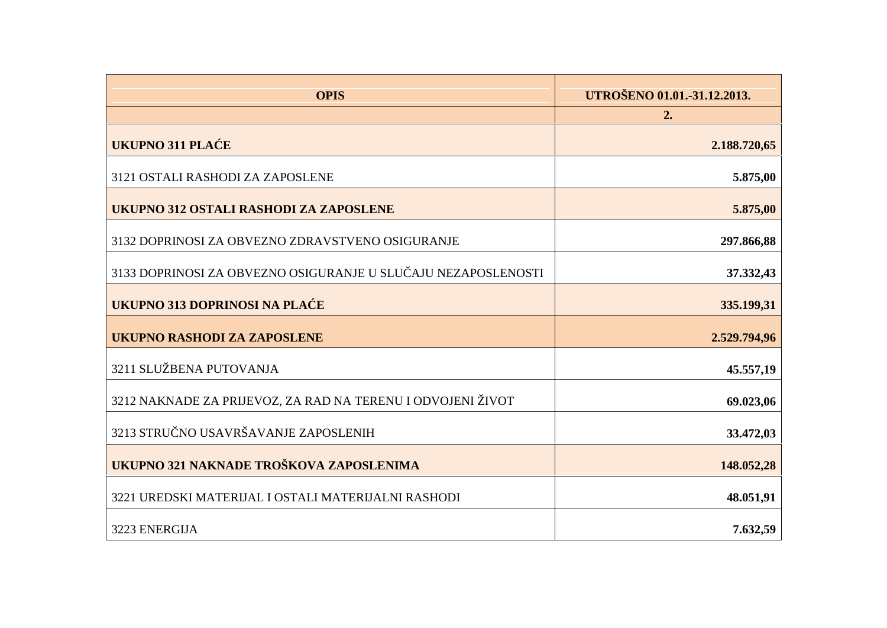| OPIS | UTROŠENO 01.01.-31.12.2013. |
| --- | --- |
| | 2. |
| **UKUPNO 311 PLAĆE** | **2.188.720,65** |
| 3121 OSTALI RASHODI ZA ZAPOSLENE | **5.875,00** |
| **UKUPNO 312 OSTALI RASHODI ZA ZAPOSLENE** | **5.875,00** |
| 3132 DOPRINOSI ZA OBVEZNO ZDRAVSTVENO OSIGURANJE | **297.866,88** |
| 3133 DOPRINOSI ZA OBVEZNO OSIGURANJE U SLUČAJU NEZAPOSLENOSTI | **37.332,43** |
| **UKUPNO 313 DOPRINOSI NA PLAĆE** | **335.199,31** |
| **UKUPNO RASHODI ZA ZAPOSLENE** | **2.529.794,96** |
| 3211 SLUŽBENA PUTOVANJA | **45.557,19** |
| 3212 NAKNADE ZA PRIJEVOZ, ZA RAD NA TERENU I ODVOJENI ŽIVOT | **69.023,06** |
| 3213 STRUČNO USAVRŠAVANJE ZAPOSLENIH | **33.472,03** |
| **UKUPNO 321 NAKNADE TROŠKOVA ZAPOSLENIMA** | **148.052,28** |
| 3221 UREDSKI MATERIJAL I OSTALI MATERIJALNI RASHODI | **48.051,91** |
| 3223 ENERGIJA | **7.632,59** |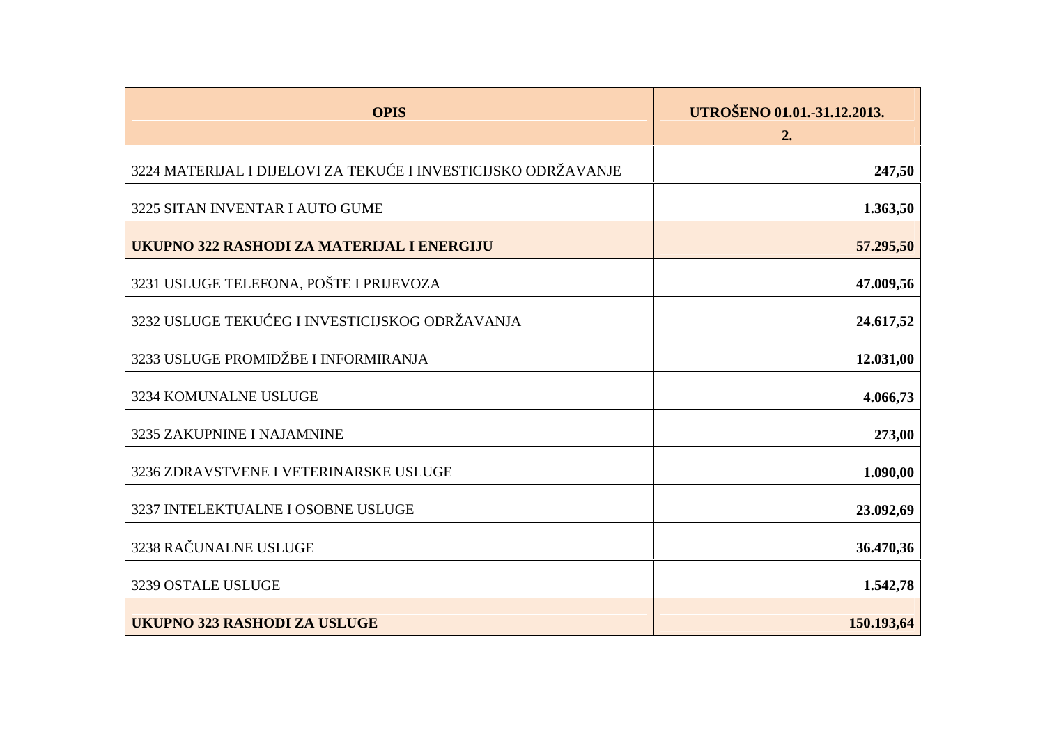| OPIS | UTROŠENO 01.01.-31.12.2013. |
| --- | --- |
| | 2. |
| 3224 MATERIJAL I DIJELOVI ZA TEKUĆE I INVESTICIJSKO ODRŽAVANJE | **247,50** |
| 3225 SITAN INVENTAR I AUTO GUME | **1.363,50** |
| **UKUPNO 322 RASHODI ZA MATERIJAL I ENERGIJU** | **57.295,50** |
| 3231 USLUGE TELEFONA, POŠTE I PRIJEVOZA | **47.009,56** |
| 3232 USLUGE TEKUĆEG I INVESTICIJSKOG ODRŽAVANJA | **24.617,52** |
| 3233 USLUGE PROMIDŽBE I INFORMIRANJA | **12.031,00** |
| 3234 KOMUNALNE USLUGE | **4.066,73** |
| 3235 ZAKUPNINE I NAJAMNINE | **273,00** |
| 3236 ZDRAVSTVENE I VETERINARSKE USLUGE | **1.090,00** |
| 3237 INTELEKTUALNE I OSOBNE USLUGE | **23.092,69** |
| 3238 RAČUNALNE USLUGE | **36.470,36** |
| 3239 OSTALE USLUGE | **1.542,78** |
| **UKUPNO 323 RASHODI ZA USLUGE** | **150.193,64** |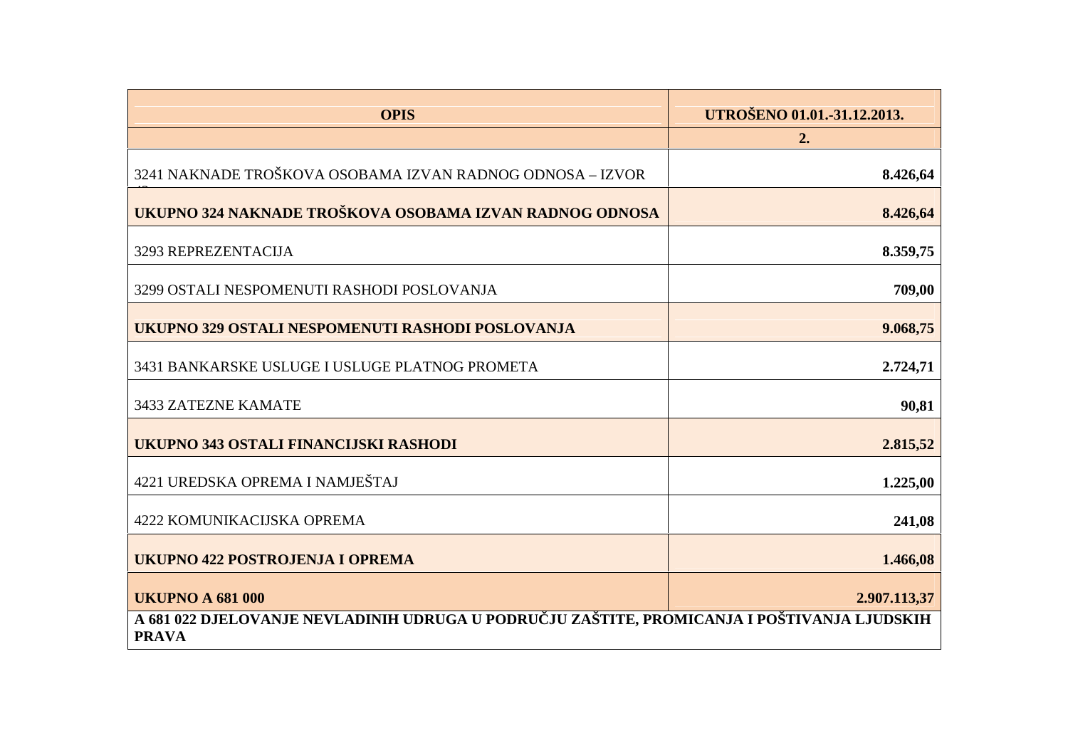| OPIS | UTROŠENO 01.01.-31.12.2013. |
|---|---|
| | 2. |
| 3241 NAKNADE TROŠKOVA OSOBAMA IZVAN RADNOG ODNOSA – IZVOR 43 | **8.426,64** |
| **UKUPNO 324 NAKNADE TROŠKOVA OSOBAMA IZVAN RADNOG ODNOSA** | **8.426,64** |
| 3293 REPREZENTACIJA | **8.359,75** |
| 3299 OSTALI NESPOMENUTI RASHODI POSLOVANJA | **709,00** |
| **UKUPNO 329 OSTALI NESPOMENUTI RASHODI POSLOVANJA** | **9.068,75** |
| 3431 BANKARSKE USLUGE I USLUGE PLATNOG PROMETA | **2.724,71** |
| 3433 ZATEZNE KAMATE | **90,81** |
| **UKUPNO 343 OSTALI FINANCIJSKI RASHODI** | **2.815,52** |
| 4221 UREDSKA OPREMA I NAMJEŠTAJ | **1.225,00** |
| 4222 KOMUNIKACIJSKA OPREMA | **241,08** |
| **UKUPNO 422 POSTROJENJA I OPREMA** | **1.466,08** |
| **UKUPNO A 681 000** | **2.907.113,37** |
| **A 681 022 DJELOVANJE NEVLADINIH UDRUGA U PODRUČJU ZAŠTITE, PROMICANJA I POŠTIVANJA LJUDSKIH PRAVA** | |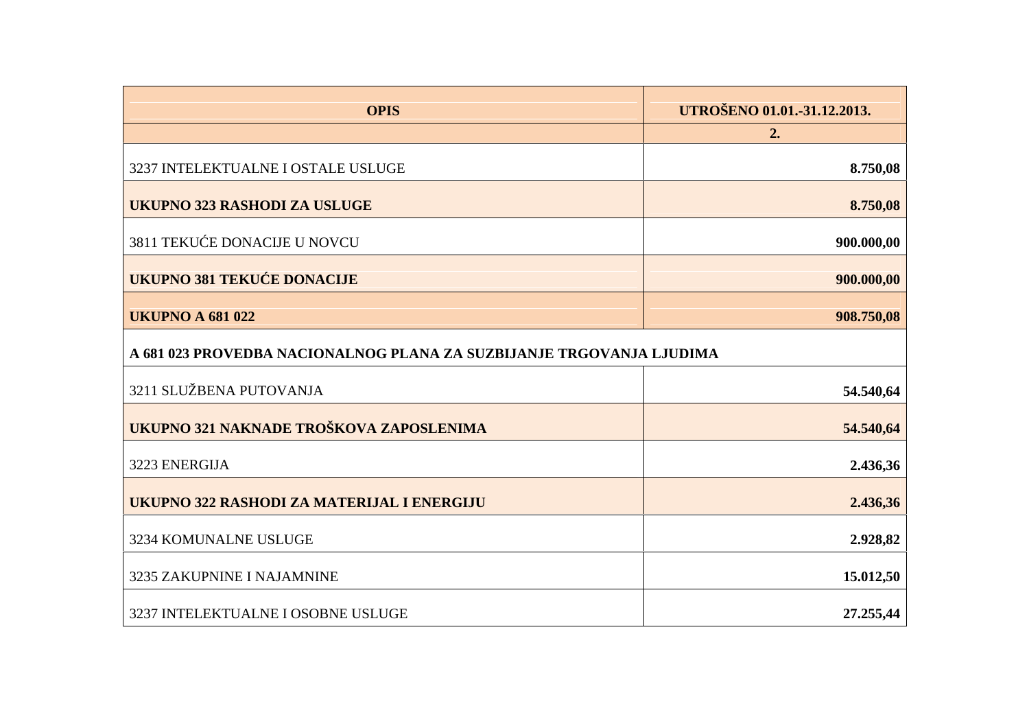| OPIS | UTROŠENO 01.01.-31.12.2013. |
|---|---|
| | **2.** |
| 3237 INTELEKTUALNE I OSTALE USLUGE | **8.750,08** |
| **UKUPNO 323 RASHODI ZA USLUGE** | **8.750,08** |
| 3811 TEKUĆE DONACIJE U NOVCU | **900.000,00** |
| **UKUPNO 381 TEKUĆE DONACIJE** | **900.000,00** |
| **UKUPNO A 681 022** | **908.750,08** |
| **A 681 023 PROVEDBA NACIONALNOG PLANA ZA SUZBIJANJE TRGOVANJA LJUDIMA** | |
| 3211 SLUŽBENA PUTOVANJA | **54.540,64** |
| **UKUPNO 321 NAKNADE TROŠKOVA ZAPOSLENIMA** | **54.540,64** |
| 3223 ENERGIJA | **2.436,36** |
| **UKUPNO 322 RASHODI ZA MATERIJAL I ENERGIJU** | **2.436,36** |
| 3234 KOMUNALNE USLUGE | **2.928,82** |
| 3235 ZAKUPNINE I NAJAMNINE | **15.012,50** |
| 3237 INTELEKTUALNE I OSOBNE USLUGE | **27.255,44** |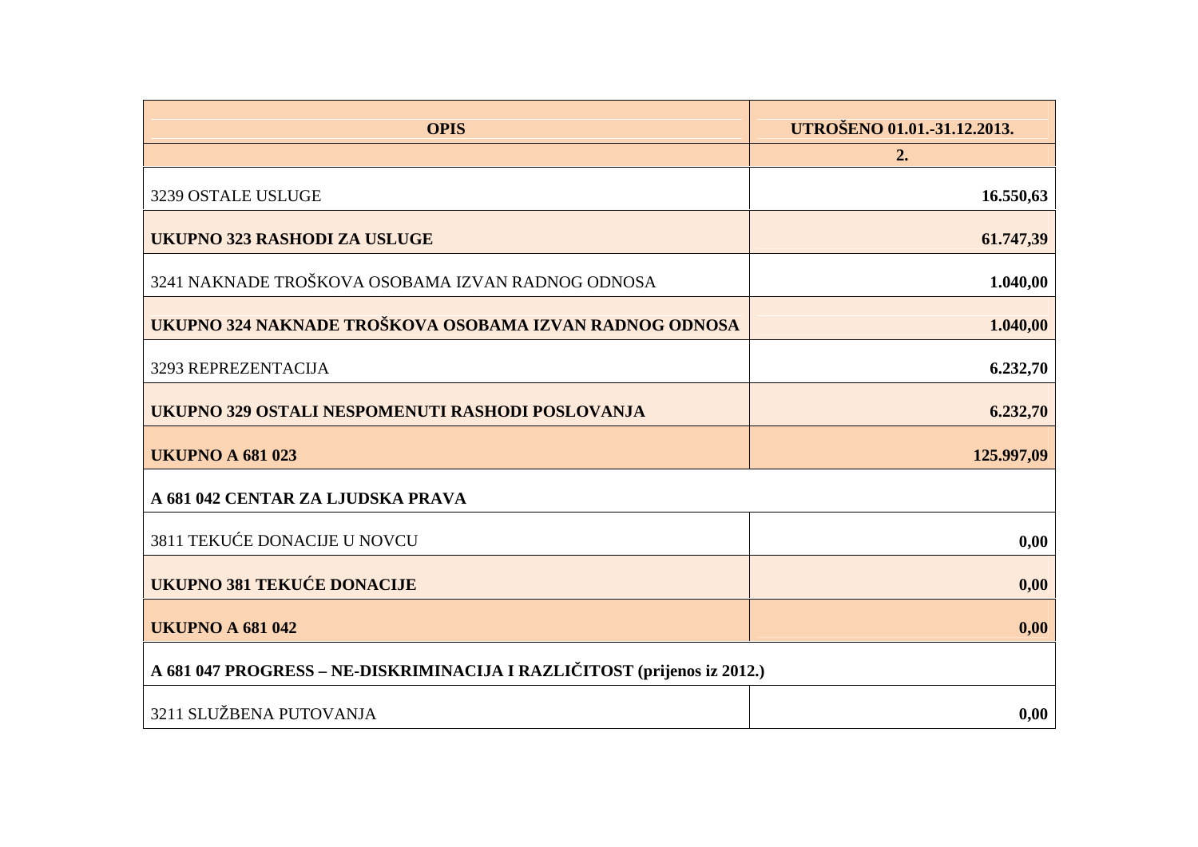| OPIS | UTROŠENO 01.01.-31.12.2013. |
| --- | --- |
| | **2.** |
| 3239 OSTALE USLUGE | **16.550,63** |
| **UKUPNO 323 RASHODI ZA USLUGE** | **61.747,39** |
| 3241 NAKNADE TROŠKOVA OSOBAMA IZVAN RADNOG ODNOSA | **1.040,00** |
| **UKUPNO 324 NAKNADE TROŠKOVA OSOBAMA IZVAN RADNOG ODNOSA** | **1.040,00** |
| 3293 REPREZENTACIJA | **6.232,70** |
| **UKUPNO 329 OSTALI NESPOMENUTI RASHODI POSLOVANJA** | **6.232,70** |
| **UKUPNO A 681 023** | **125.997,09** |
| **A 681 042 CENTAR ZA LJUDSKA PRAVA** | |
| 3811 TEKUĆE DONACIJE U NOVCU | **0,00** |
| **UKUPNO 381 TEKUĆE DONACIJE** | **0,00** |
| **UKUPNO A 681 042** | **0,00** |
| **A 681 047 PROGRESS – NE-DISKRIMINACIJA I RAZLIČITOST (prijenos iz 2012.)** | |
| 3211 SLUŽBENA PUTOVANJA | **0,00** |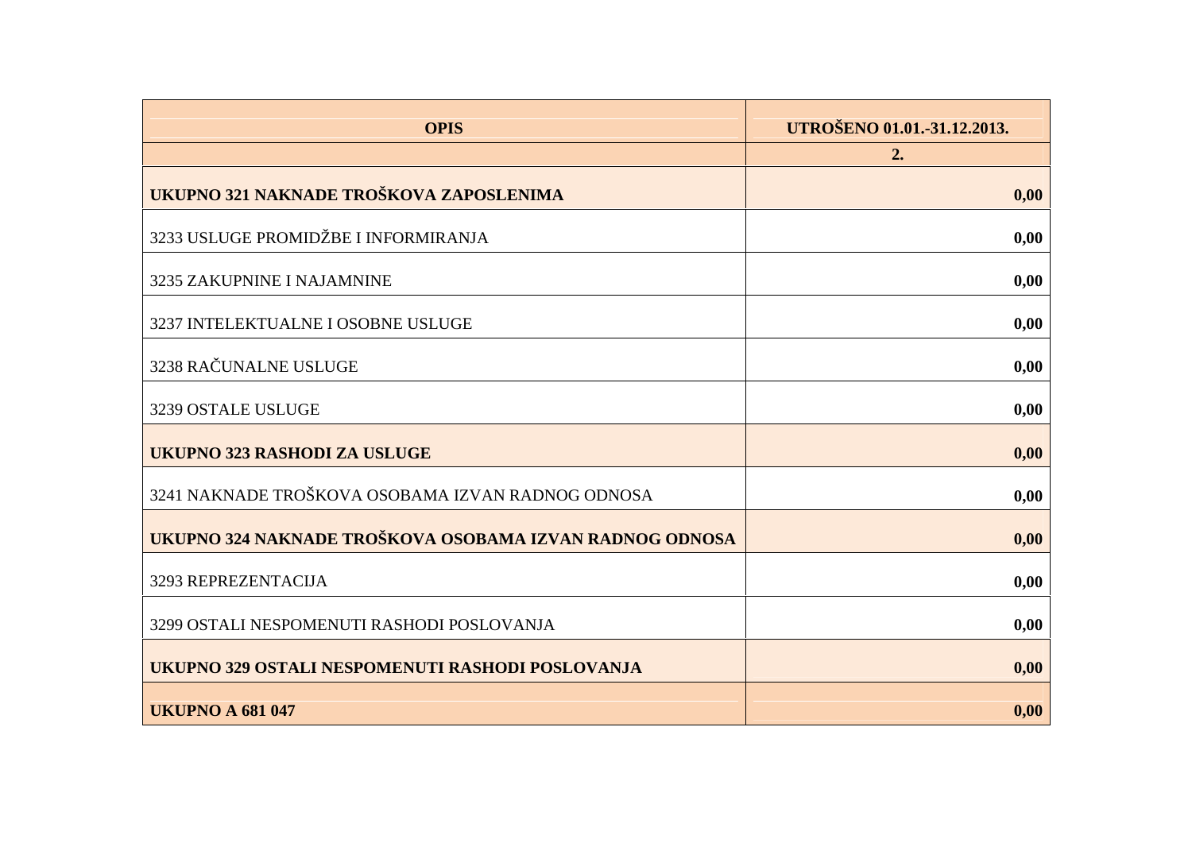| OPIS | UTROŠENO 01.01.-31.12.2013. |
| --- | --- |
| | 2. |
| **UKUPNO 321 NAKNADE TROŠKOVA ZAPOSLENIMA** | **0,00** |
| 3233 USLUGE PROMIDŽBE I INFORMIRANJA | **0,00** |
| 3235 ZAKUPNINE I NAJAMNINE | **0,00** |
| 3237 INTELEKTUALNE I OSOBNE USLUGE | **0,00** |
| 3238 RAČUNALNE USLUGE | **0,00** |
| 3239 OSTALE USLUGE | **0,00** |
| **UKUPNO 323 RASHODI ZA USLUGE** | **0,00** |
| 3241 NAKNADE TROŠKOVA OSOBAMA IZVAN RADNOG ODNOSA | **0,00** |
| **UKUPNO 324 NAKNADE TROŠKOVA OSOBAMA IZVAN RADNOG ODNOSA** | **0,00** |
| 3293 REPREZENTACIJA | **0,00** |
| 3299 OSTALI NESPOMENUTI RASHODI POSLOVANJA | **0,00** |
| **UKUPNO 329 OSTALI NESPOMENUTI RASHODI POSLOVANJA** | **0,00** |
| **UKUPNO A 681 047** | **0,00** |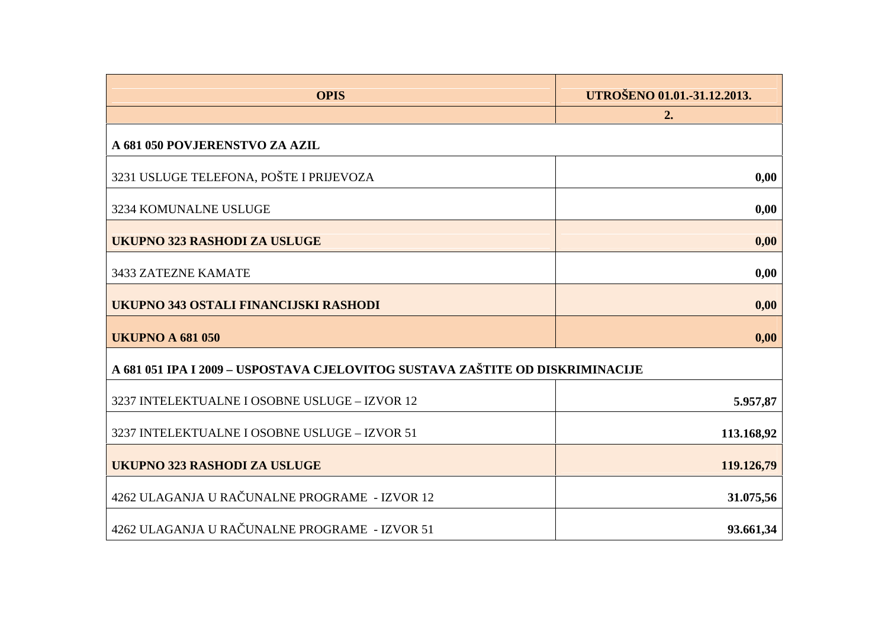| OPIS | UTROŠENO 01.01.-31.12.2013. |
|---|---|
| | **2.** |
| **A 681 050 POVJERENSTVO ZA AZIL** | |
| 3231 USLUGE TELEFONA, POŠTE I PRIJEVOZA | **0,00** |
| 3234 KOMUNALNE USLUGE | **0,00** |
| **UKUPNO 323 RASHODI ZA USLUGE** | **0,00** |
| 3433 ZATEZNE KAMATE | **0,00** |
| **UKUPNO 343 OSTALI FINANCIJSKI RASHODI** | **0,00** |
| **UKUPNO A 681 050** | **0,00** |
| **A 681 051 IPA I 2009 – USPOSTAVA CJELOVITOG SUSTAVA ZAŠTITE OD DISKRIMINACIJE** | |
| 3237 INTELEKTUALNE I OSOBNE USLUGE – IZVOR 12 | **5.957,87** |
| 3237 INTELEKTUALNE I OSOBNE USLUGE – IZVOR 51 | **113.168,92** |
| **UKUPNO 323 RASHODI ZA USLUGE** | **119.126,79** |
| 4262 ULAGANJA U RAČUNALNE PROGRAME - IZVOR 12 | **31.075,56** |
| 4262 ULAGANJA U RAČUNALNE PROGRAME - IZVOR 51 | **93.661,34** |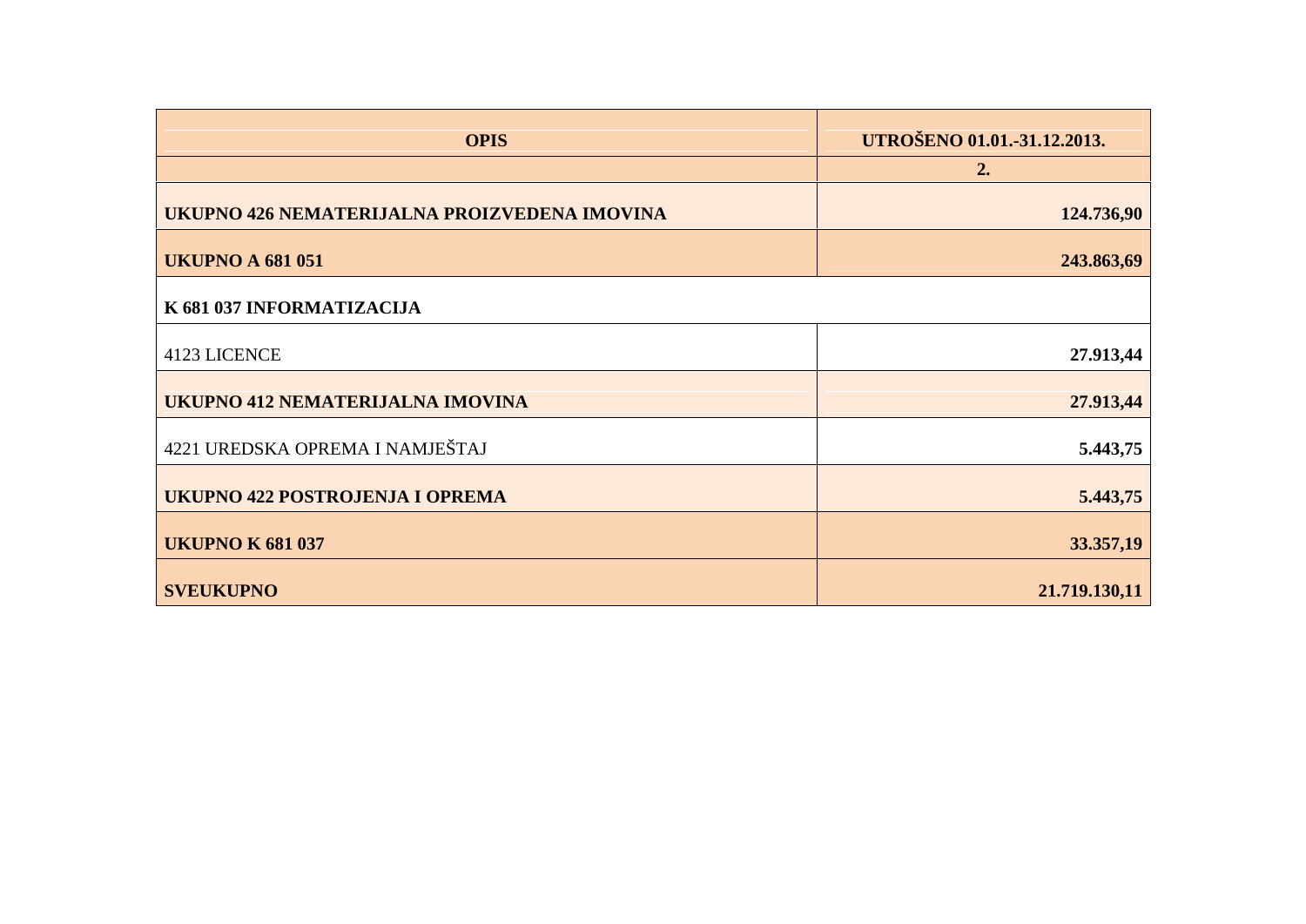| OPIS | UTROŠENO 01.01.-31.12.2013. |
|---|---|
| | 2. |
| **UKUPNO 426 NEMATERIJALNA PROIZVEDENA IMOVINA** | **124.736,90** |
| **UKUPNO A 681 051** | **243.863,69** |
| **K 681 037 INFORMATIZACIJA** | |
| 4123 LICENCE | **27.913,44** |
| **UKUPNO 412 NEMATERIJALNA IMOVINA** | **27.913,44** |
| 4221 UREDSKA OPREMA I NAMJEŠTAJ | **5.443,75** |
| **UKUPNO 422 POSTROJENJA I OPREMA** | **5.443,75** |
| **UKUPNO K 681 037** | **33.357,19** |
| **SVEUKUPNO** | **21.719.130,11** |